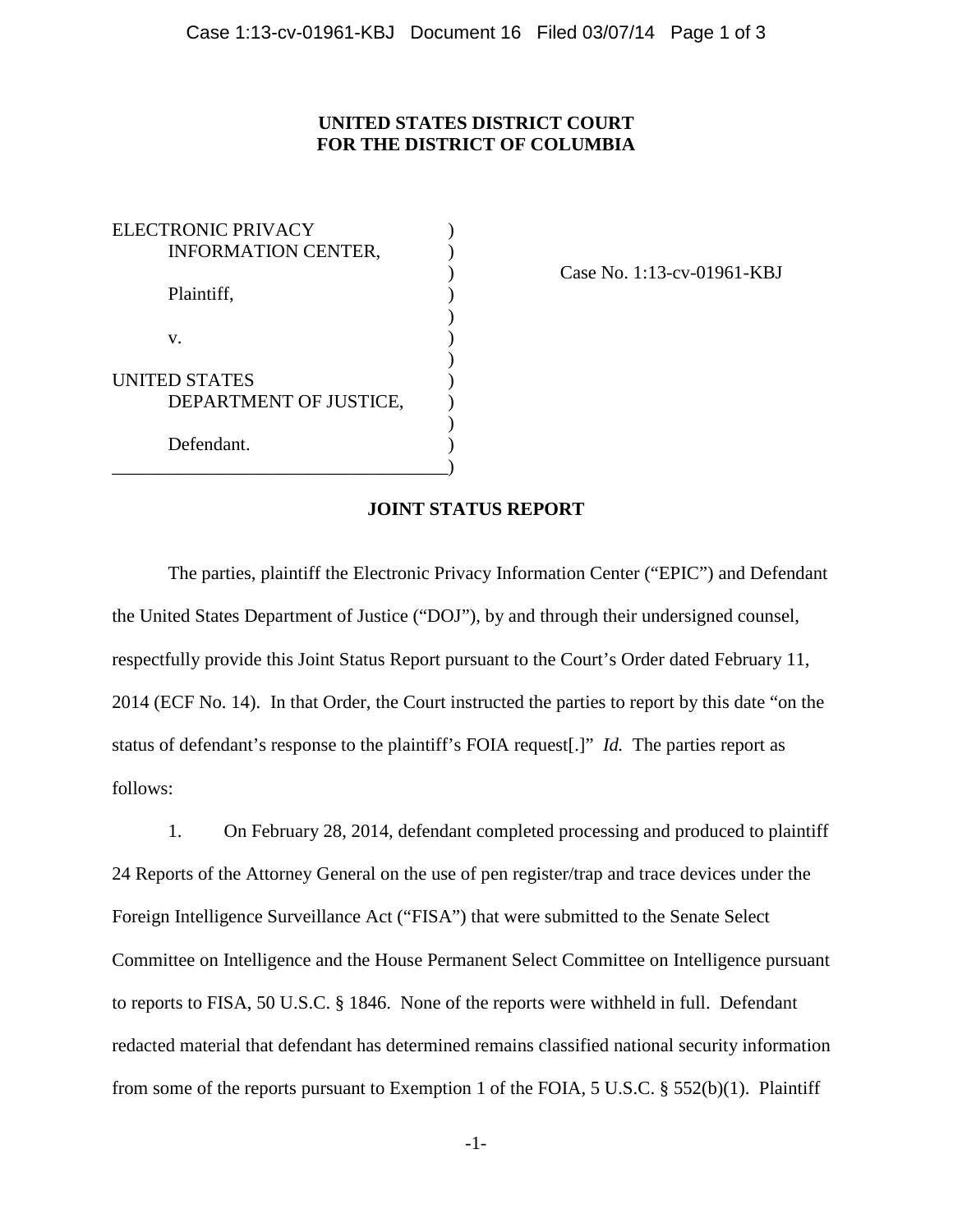**UNITED STATES DISTRICT COURT**
**FOR THE DISTRICT OF COLUMBIA**

ELECTRONIC PRIVACY INFORMATION CENTER,

Plaintiff,

v.

UNITED STATES DEPARTMENT OF JUSTICE,

Defendant.

Case No. 1:13-cv-01961-KBJ

## JOINT STATUS REPORT

The parties, plaintiff the Electronic Privacy Information Center ("EPIC") and Defendant the United States Department of Justice ("DOJ"), by and through their undersigned counsel, respectfully provide this Joint Status Report pursuant to the Court's Order dated February 11, 2014 (ECF No. 14). In that Order, the Court instructed the parties to report by this date "on the status of defendant's response to the plaintiff's FOIA request[.]" *Id.* The parties report as follows:

1. On February 28, 2014, defendant completed processing and produced to plaintiff 24 Reports of the Attorney General on the use of pen register/trap and trace devices under the Foreign Intelligence Surveillance Act ("FISA") that were submitted to the Senate Select Committee on Intelligence and the House Permanent Select Committee on Intelligence pursuant to reports to FISA, 50 U.S.C. § 1846. None of the reports were withheld in full. Defendant redacted material that defendant has determined remains classified national security information from some of the reports pursuant to Exemption 1 of the FOIA, 5 U.S.C. § 552(b)(1). Plaintiff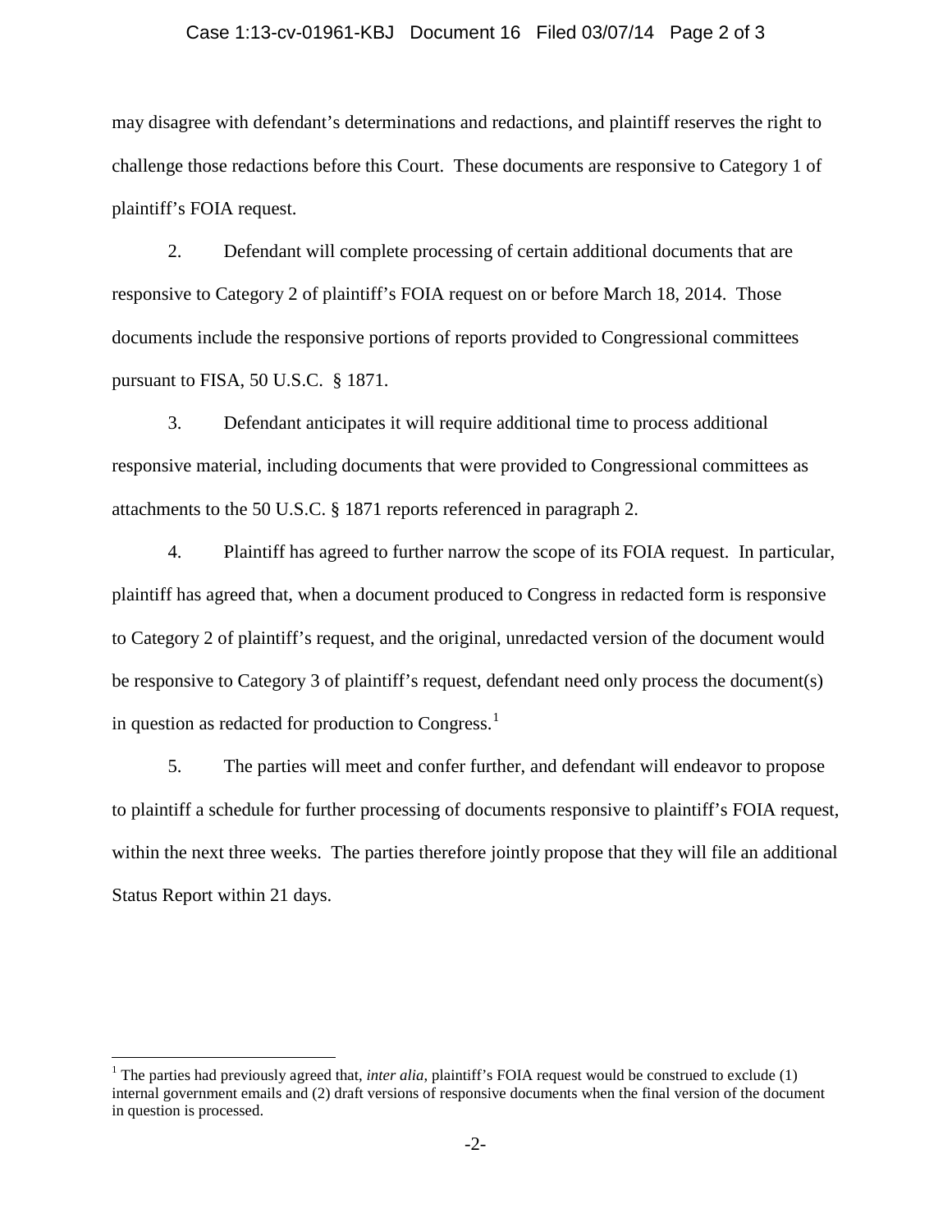may disagree with defendant's determinations and redactions, and plaintiff reserves the right to challenge those redactions before this Court. These documents are responsive to Category 1 of plaintiff's FOIA request.

2. Defendant will complete processing of certain additional documents that are responsive to Category 2 of plaintiff's FOIA request on or before March 18, 2014. Those documents include the responsive portions of reports provided to Congressional committees pursuant to FISA, 50 U.S.C. § 1871.

3. Defendant anticipates it will require additional time to process additional responsive material, including documents that were provided to Congressional committees as attachments to the 50 U.S.C. § 1871 reports referenced in paragraph 2.

4. Plaintiff has agreed to further narrow the scope of its FOIA request. In particular, plaintiff has agreed that, when a document produced to Congress in redacted form is responsive to Category 2 of plaintiff's request, and the original, unredacted version of the document would be responsive to Category 3 of plaintiff's request, defendant need only process the document(s) in question as redacted for production to Congress.[1]

5. The parties will meet and confer further, and defendant will endeavor to propose to plaintiff a schedule for further processing of documents responsive to plaintiff's FOIA request, within the next three weeks. The parties therefore jointly propose that they will file an additional Status Report within 21 days.

[1] The parties had previously agreed that, *inter alia*, plaintiff's FOIA request would be construed to exclude (1) internal government emails and (2) draft versions of responsive documents when the final version of the document in question is processed.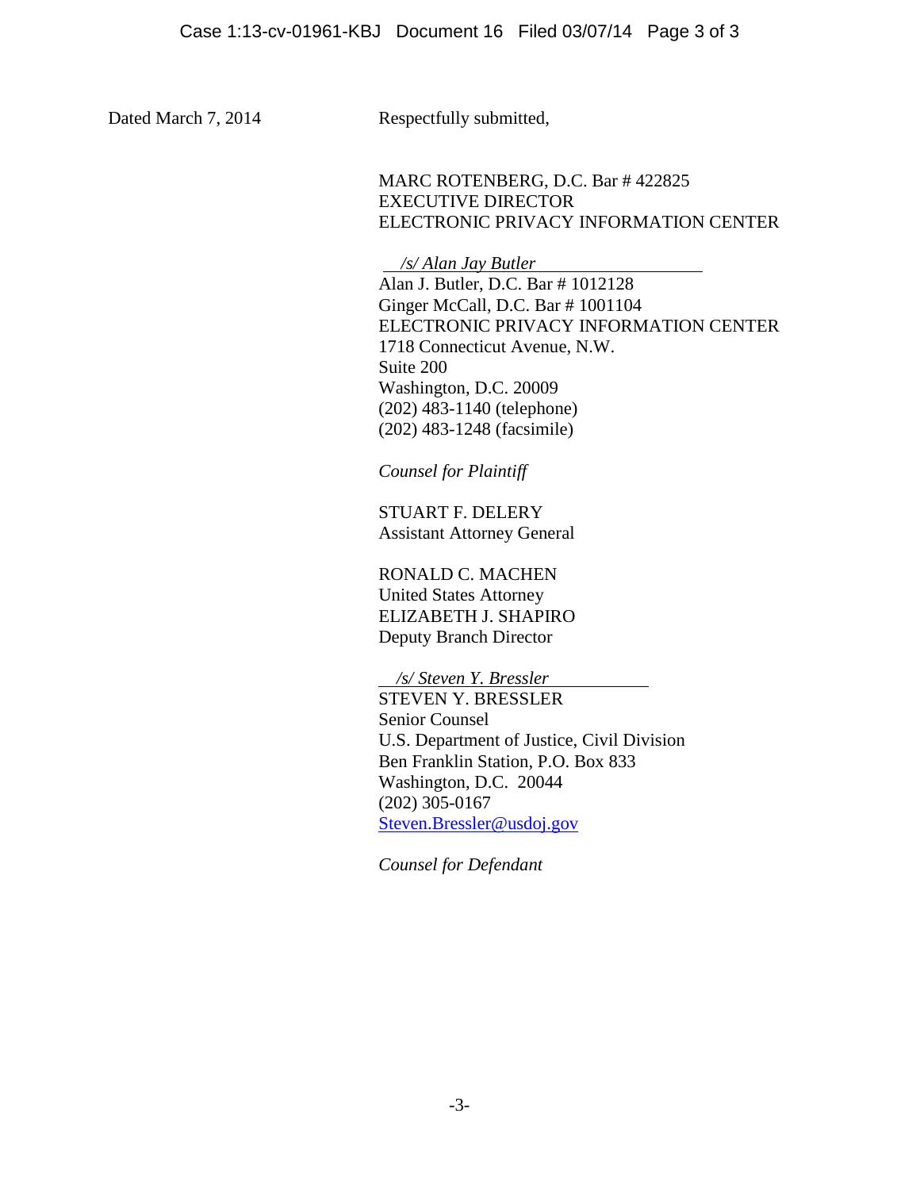Dated March 7, 2014

Respectfully submitted,

MARC ROTENBERG, D.C. Bar # 422825
EXECUTIVE DIRECTOR
ELECTRONIC PRIVACY INFORMATION CENTER

*/s/ Alan Jay Butler*
Alan J. Butler, D.C. Bar # 1012128
Ginger McCall, D.C. Bar # 1001104
ELECTRONIC PRIVACY INFORMATION CENTER
1718 Connecticut Avenue, N.W.
Suite 200
Washington, D.C. 20009
(202) 483-1140 (telephone)
(202) 483-1248 (facsimile)

*Counsel for Plaintiff*

STUART F. DELERY
Assistant Attorney General

RONALD C. MACHEN
United States Attorney
ELIZABETH J. SHAPIRO
Deputy Branch Director

*/s/ Steven Y. Bressler*
STEVEN Y. BRESSLER
Senior Counsel
U.S. Department of Justice, Civil Division
Ben Franklin Station, P.O. Box 833
Washington, D.C. 20044
(202) 305-0167
Steven.Bressler@usdoj.gov

*Counsel for Defendant*